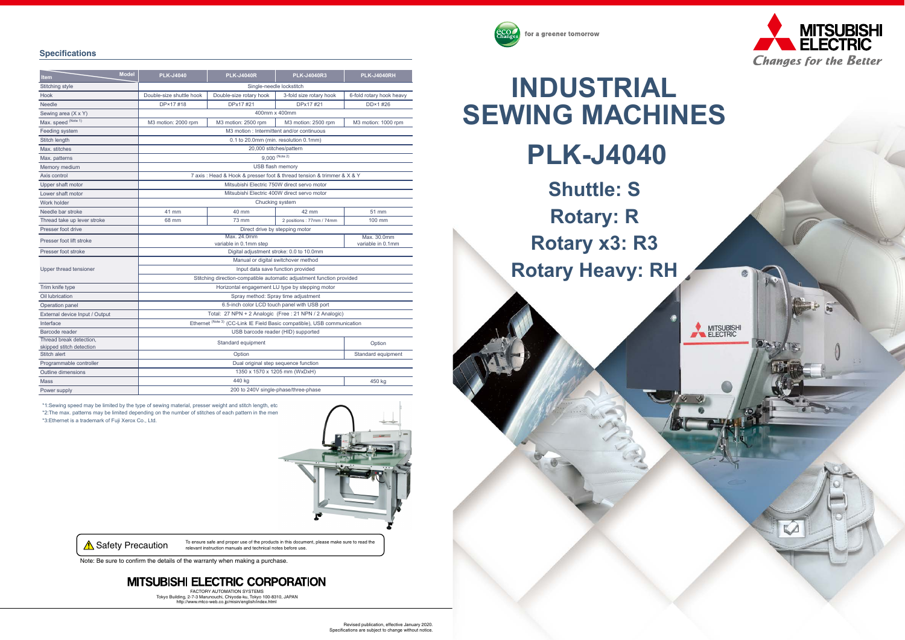# INDUSTRIAL SEWING MACHINES

# PLK-J4040

## Shuttle: S
## Rotary: R
## Rotary x3: R3
## Rotary Heavy: RH

MITSUBISHI ELECTRIC
*Changes for the Better*

eco Changes for a greener tomorrow

### Specifications

| Item \ Model | PLK-J4040 | PLK-J4040R | PLK-J4040R3 | PLK-J4040RH |
|---|---|---|---|---|
| Stitching style | Single-needle lockstitch | | | |
| Hook | Double-size shuttle hook | Double-size rotary hook | 3-fold size rotary hook | 6-fold rotary hook heavy |
| Needle | DP×17 #18 | DPx17 #21 | DPx17 #21 | DD×1 #26 |
| Sewing area (X x Y) | 400mm x 400mm | | | |
| Max. speed (Note 1) | M3 motion: 2000 rpm | M3 motion: 2500 rpm | M3 motion: 2500 rpm | M3 motion: 1000 rpm |
| Feeding system | M3 motion : Intermittent and/or continuous | | | |
| Stitch length | 0.1 to 20.0mm (min. resolution 0.1mm) | | | |
| Max. stitches | 20,000 stitches/pattern | | | |
| Max. patterns | 9,000 (Note 2) | | | |
| Memory medium | USB flash memory | | | |
| Axis control | 7 axis : Head & Hook & presser foot & thread tension & trimmer & X & Y | | | |
| Upper shaft motor | Mitsubishi Electric 750W direct servo motor | | | |
| Lower shaft motor | Mitsubishi Electric 400W direct servo motor | | | |
| Work holder | Chucking system | | | |
| Needle bar stroke | 41 mm | 40 mm | 42 mm | 51 mm |
| Thread take up lever stroke | 68 mm | 73 mm | 2 positions : 77mm / 74mm | 100 mm |
| Presser foot drive | Direct drive by stepping motor | | | |
| Presser foot lift stroke | Max. 24.0mm variable in 0.1mm step | | | Max. 30.0mm variable in 0.1mm |
| Presser foot stroke | Digital adjustment stroke: 0.0 to 10.0mm | | | |
| Upper thread tensioner | Manual or digital switchover method | | | |
| | Input data save function provided | | | |
| | Stitching direction-compatible automatic adjustment function provided | | | |
| Trim knife type | Horizontal engagement LU type by stepping motor | | | |
| Oil lubrication | Spray method: Spray time adjustment | | | |
| Operation panel | 6.5-inch color LCD touch panel with USB port | | | |
| External device Input / Output | Total: 27 NPN + 2 Analogic (Free : 21 NPN / 2 Analogic) | | | |
| Interface | Ethernet (Note 3) (CC-Link IE Field Basic compatible), USB communication | | | |
| Barcode reader | USB barcode reader (HID) supported | | | |
| Thread break detection, skipped stitch detection | Standard equipment | | | Option |
| Stitch alert | Option | | | Standard equipment |
| Programmable controller | Dual original step sequence function | | | |
| Outline dimensions | 1350 x 1570 x 1205 mm (WxDxH) | | | |
| Mass | 440 kg | | | 450 kg |
| Power supply | 200 to 240V single-phase/three-phase | | | |

*1:Sewing speed may be limited by the type of sewing material, presser weight and stitch length, etc
*2:The max. patterns may be limited depending on the number of stitches of each pattern in the men
*3:Ethernet is a trademark of Fuji Xerox Co., Ltd.

⚠ Safety Precaution — To ensure safe and proper use of the products in this document, please make sure to read the relevant instruction manuals and technical notes before use.

Note: Be sure to confirm the details of the warranty when making a purchase.

**MITSUBISHI ELECTRIC CORPORATION**
FACTORY AUTOMATION SYSTEMS
Tokyo Building, 2-7-3 Marunouchi, Chiyoda-ku, Tokyo 100-8310, JAPAN
http://www.mtco-web.co.jp/misin/english/index.html

Revised publication, effective January 2020.
Specifications are subject to change without notice.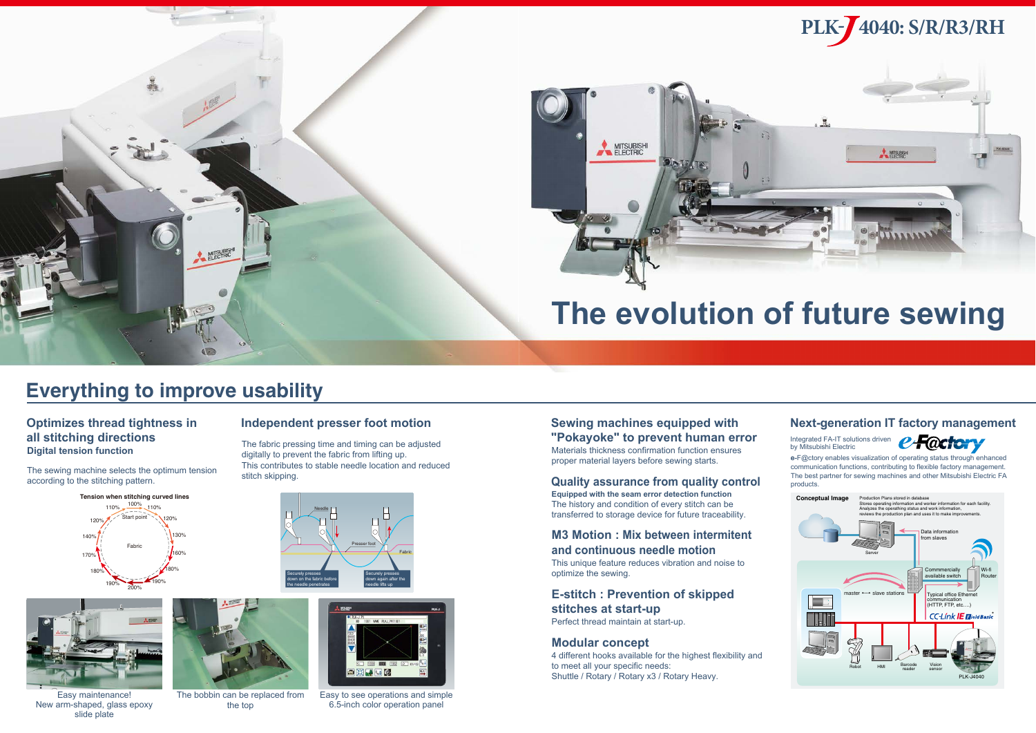# PLK-J 4040: S/R/R3/RH

# The evolution of future sewing

## Everything to improve usability

### Optimizes thread tightness in all stitching directions

**Digital tension function**

The sewing machine selects the optimum tension according to the stitching pattern.

Tension when stitching curved lines

100%
110%
110%
120%
120%
Start point
130%
140%
Fabric
160%
170%
180%
180%
190%
190%
200%

### Independent presser foot motion

The fabric pressing time and timing can be adjusted digitally to prevent the fabric from lifting up.
This contributes to stable needle location and reduced stitch skipping.

Needle
Presser foot
Fabric
Securely presses down on the fabric before the needle penetrates
Securely presses down again after the needle lifts up

Easy maintenance!
New arm-shaped, glass epoxy slide plate

The bobbin can be replaced from the top

Easy to see operations and simple 6.5-inch color operation panel

### Sewing machines equipped with "Pokayoke" to prevent human error

Materials thickness confirmation function ensures proper material layers before sewing starts.

### Quality assurance from quality control

**Equipped with the seam error detection function**

The history and condition of every stitch can be transferred to storage device for future traceability.

### M3 Motion : Mix between intermitent and continuous needle motion

This unique feature reduces vibration and noise to optimize the sewing.

### E-stitch : Prevention of skipped stitches at start-up

Perfect thread maintain at start-up.

### Modular concept

4 different hooks available for the highest flexibility and to meet all your specific needs:
Shuttle / Rotary / Rotary x3 / Rotary Heavy.

### Next-generation IT factory management

Integrated FA-IT solutions driven by Mitsubishi Electric e-F@ctory

e-F@ctory enables visualization of operating status through enhanced communication functions, contributing to flexible factory management.
The best partner for sewing machines and other Mitsubishi Electric FA products.

**Conceptual Image**

Production Plans stored in database
Stores operating information and worker information for each facility.
Analyzes the operating status and work information, reviews the production plan and uses it to make improvements.

Server
Data information from slaves
Commercially available switch
Wi-fi Router
master ⟷ slave stations
Typical office Ethernet communication (HTTP, FTP, etc....)
CC-Link IE Field Basic
Robot
HMI
Barcode reader
Vision sensor
PLK-J4040